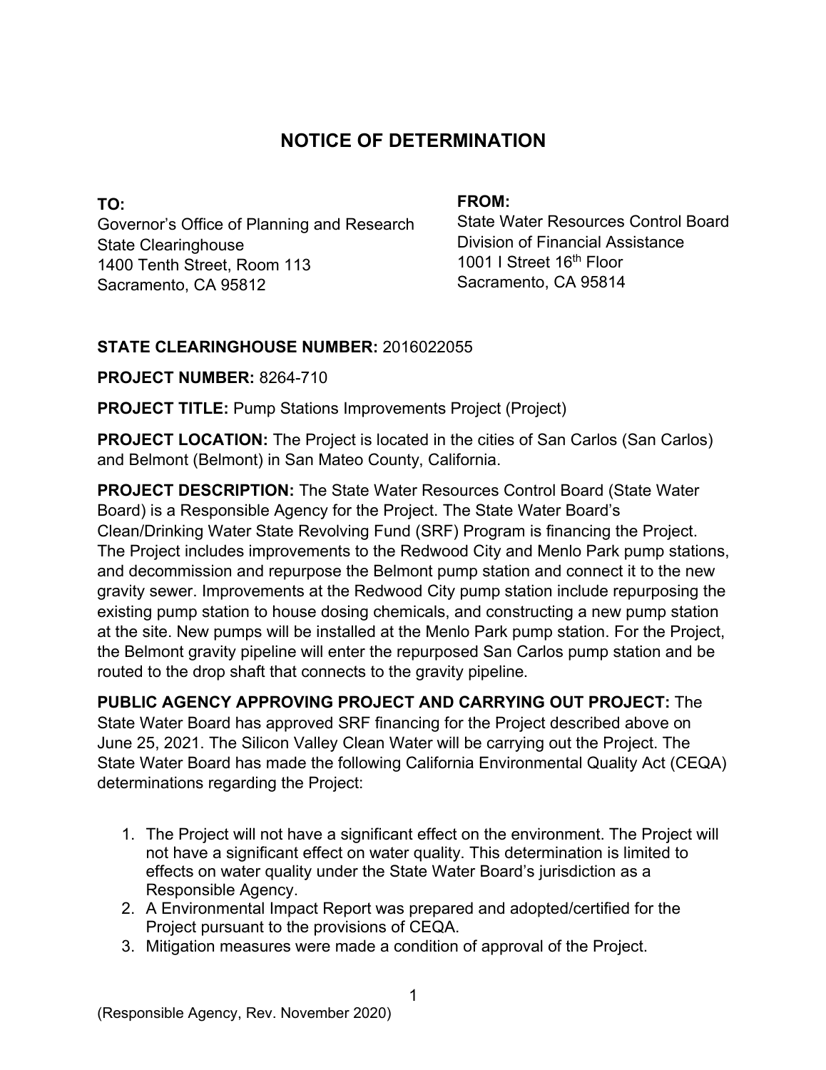# NOTICE OF DETERMINATION

**TO:**
Governor's Office of Planning and Research
State Clearinghouse
1400 Tenth Street, Room 113
Sacramento, CA 95812

**FROM:**
State Water Resources Control Board
Division of Financial Assistance
1001 I Street 16th Floor
Sacramento, CA 95814

**STATE CLEARINGHOUSE NUMBER:** 2016022055

**PROJECT NUMBER:** 8264-710

**PROJECT TITLE:** Pump Stations Improvements Project (Project)

**PROJECT LOCATION:** The Project is located in the cities of San Carlos (San Carlos) and Belmont (Belmont) in San Mateo County, California.

**PROJECT DESCRIPTION:** The State Water Resources Control Board (State Water Board) is a Responsible Agency for the Project. The State Water Board's Clean/Drinking Water State Revolving Fund (SRF) Program is financing the Project. The Project includes improvements to the Redwood City and Menlo Park pump stations, and decommission and repurpose the Belmont pump station and connect it to the new gravity sewer. Improvements at the Redwood City pump station include repurposing the existing pump station to house dosing chemicals, and constructing a new pump station at the site. New pumps will be installed at the Menlo Park pump station. For the Project, the Belmont gravity pipeline will enter the repurposed San Carlos pump station and be routed to the drop shaft that connects to the gravity pipeline.

**PUBLIC AGENCY APPROVING PROJECT AND CARRYING OUT PROJECT:** The State Water Board has approved SRF financing for the Project described above on June 25, 2021. The Silicon Valley Clean Water will be carrying out the Project. The State Water Board has made the following California Environmental Quality Act (CEQA) determinations regarding the Project:

1. The Project will not have a significant effect on the environment. The Project will not have a significant effect on water quality. This determination is limited to effects on water quality under the State Water Board's jurisdiction as a Responsible Agency.
2. A Environmental Impact Report was prepared and adopted/certified for the Project pursuant to the provisions of CEQA.
3. Mitigation measures were made a condition of approval of the Project.

(Responsible Agency, Rev. November 2020)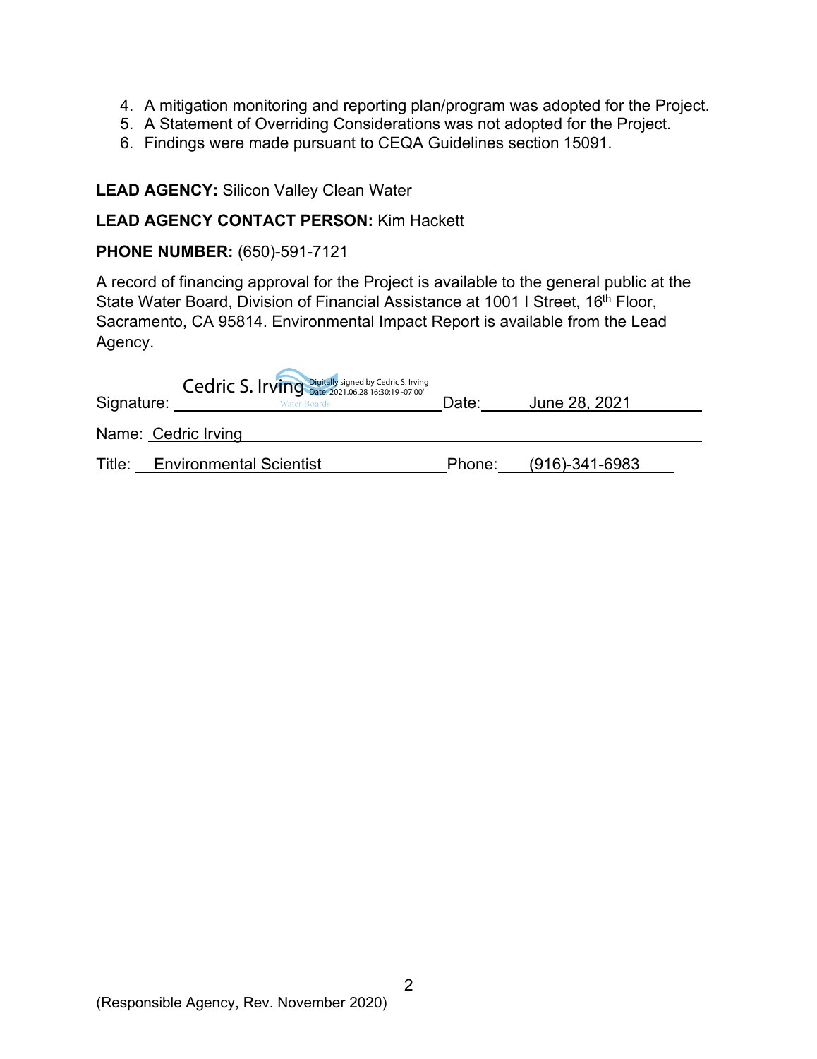4. A mitigation monitoring and reporting plan/program was adopted for the Project.
5. A Statement of Overriding Considerations was not adopted for the Project.
6. Findings were made pursuant to CEQA Guidelines section 15091.

**LEAD AGENCY:** Silicon Valley Clean Water

**LEAD AGENCY CONTACT PERSON:** Kim Hackett

**PHONE NUMBER:** (650)-591-7121

A record of financing approval for the Project is available to the general public at the State Water Board, Division of Financial Assistance at 1001 I Street, 16th Floor, Sacramento, CA 95814. Environmental Impact Report is available from the Lead Agency.

Signature: Cedric S. Irving Digitally signed by Cedric S. Irving Date: 2021.06.28 16:30:19 -07'00' Date: June 28, 2021

Name: Cedric Irving

Title: Environmental Scientist Phone: (916)-341-6983

(Responsible Agency, Rev. November 2020)